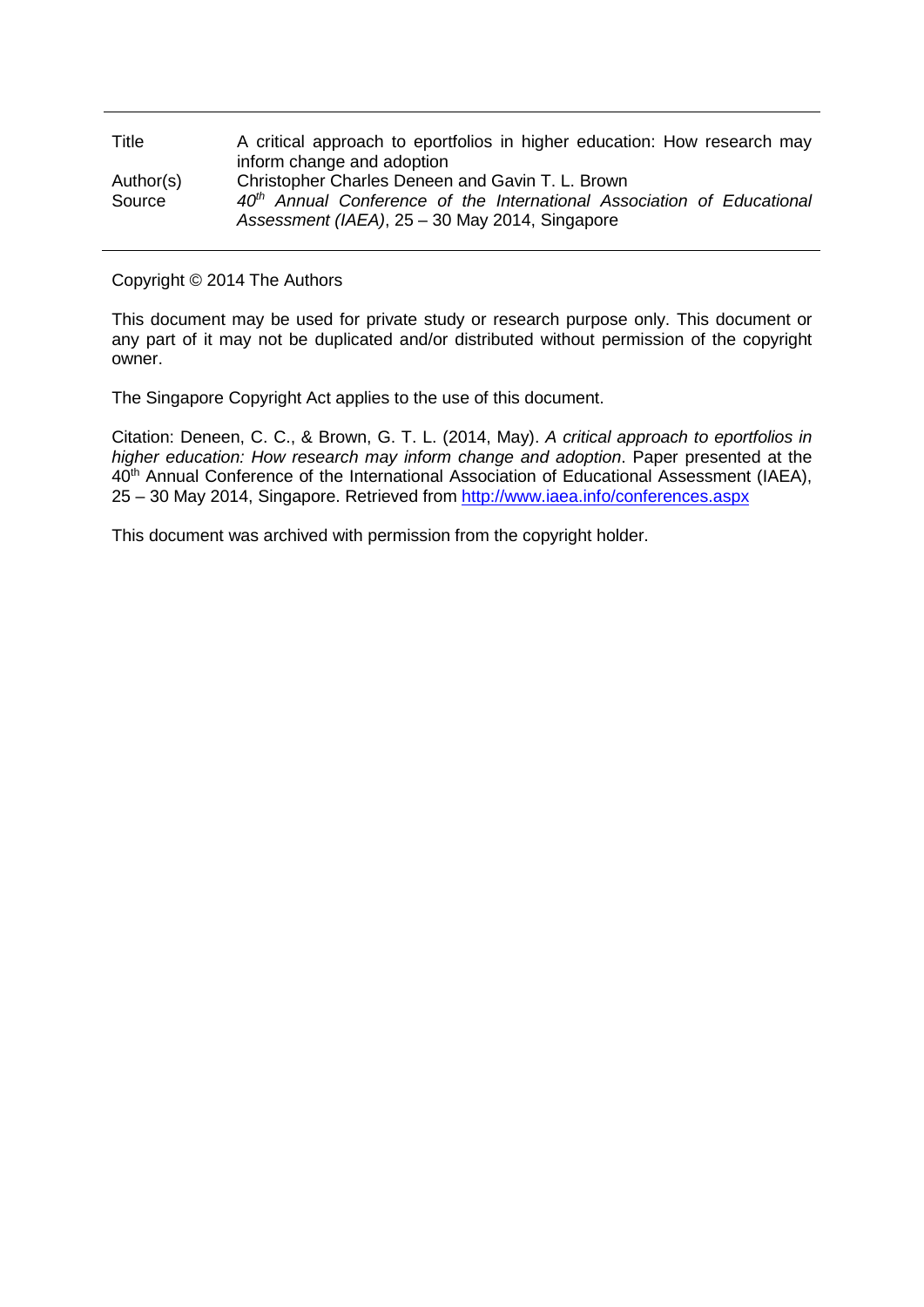| | |
|---|---|
| Title | A critical approach to eportfolios in higher education: How research may inform change and adoption |
| Author(s) | Christopher Charles Deneen and Gavin T. L. Brown |
| Source | *40th Annual Conference of the International Association of Educational Assessment (IAEA)*, 25 – 30 May 2014, Singapore |

Copyright © 2014 The Authors

This document may be used for private study or research purpose only. This document or any part of it may not be duplicated and/or distributed without permission of the copyright owner.

The Singapore Copyright Act applies to the use of this document.

Citation: Deneen, C. C., & Brown, G. T. L. (2014, May). *A critical approach to eportfolios in higher education: How research may inform change and adoption*. Paper presented at the 40th Annual Conference of the International Association of Educational Assessment (IAEA), 25 – 30 May 2014, Singapore. Retrieved from http://www.iaea.info/conferences.aspx

This document was archived with permission from the copyright holder.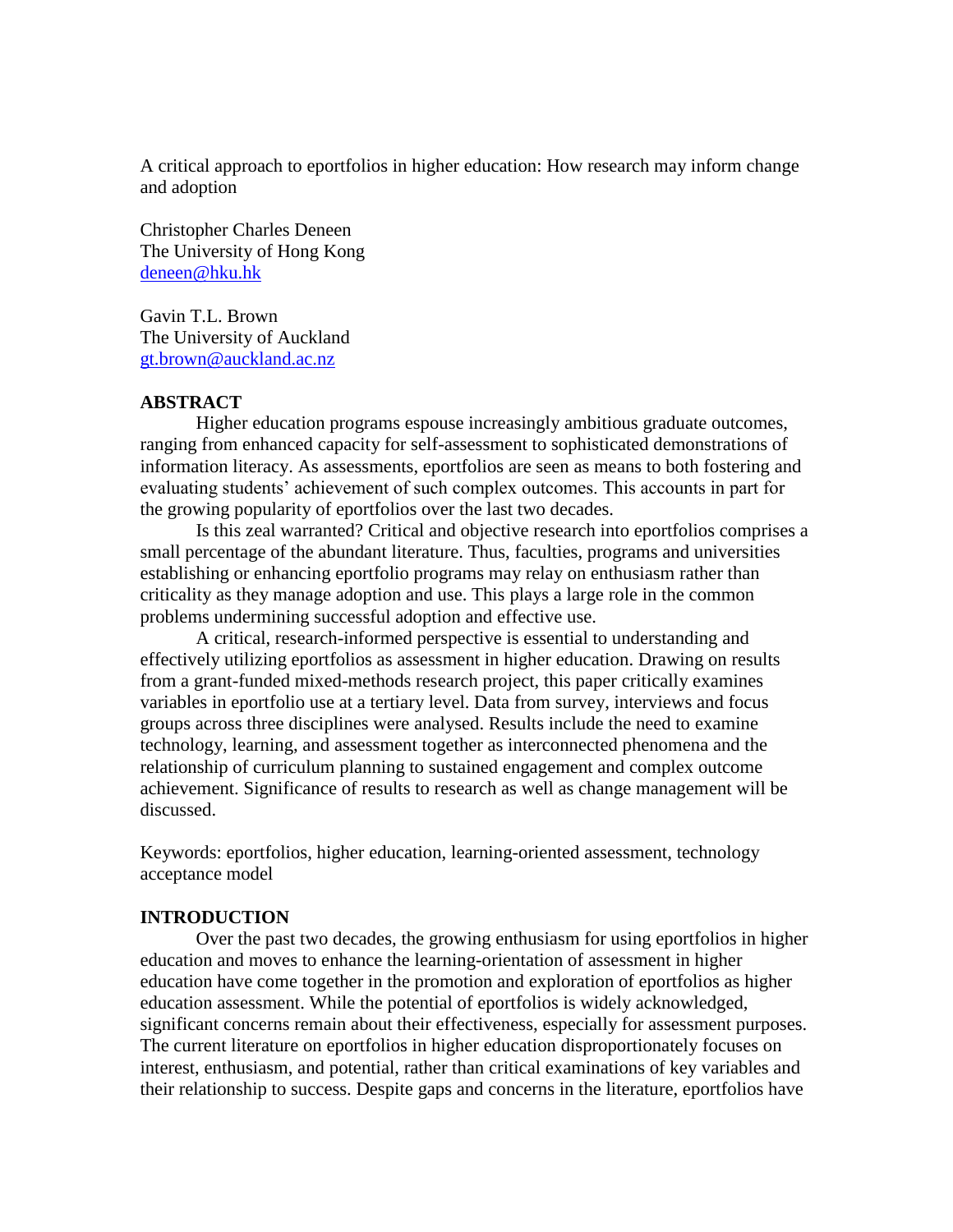A critical approach to eportfolios in higher education: How research may inform change and adoption

Christopher Charles Deneen
The University of Hong Kong
deneen@hku.hk

Gavin T.L. Brown
The University of Auckland
gt.brown@auckland.ac.nz

## ABSTRACT

Higher education programs espouse increasingly ambitious graduate outcomes, ranging from enhanced capacity for self-assessment to sophisticated demonstrations of information literacy. As assessments, eportfolios are seen as means to both fostering and evaluating students' achievement of such complex outcomes. This accounts in part for the growing popularity of eportfolios over the last two decades.

Is this zeal warranted? Critical and objective research into eportfolios comprises a small percentage of the abundant literature. Thus, faculties, programs and universities establishing or enhancing eportfolio programs may relay on enthusiasm rather than criticality as they manage adoption and use. This plays a large role in the common problems undermining successful adoption and effective use.

A critical, research-informed perspective is essential to understanding and effectively utilizing eportfolios as assessment in higher education. Drawing on results from a grant-funded mixed-methods research project, this paper critically examines variables in eportfolio use at a tertiary level. Data from survey, interviews and focus groups across three disciplines were analysed. Results include the need to examine technology, learning, and assessment together as interconnected phenomena and the relationship of curriculum planning to sustained engagement and complex outcome achievement. Significance of results to research as well as change management will be discussed.

Keywords: eportfolios, higher education, learning-oriented assessment, technology acceptance model

## INTRODUCTION

Over the past two decades, the growing enthusiasm for using eportfolios in higher education and moves to enhance the learning-orientation of assessment in higher education have come together in the promotion and exploration of eportfolios as higher education assessment. While the potential of eportfolios is widely acknowledged, significant concerns remain about their effectiveness, especially for assessment purposes. The current literature on eportfolios in higher education disproportionately focuses on interest, enthusiasm, and potential, rather than critical examinations of key variables and their relationship to success. Despite gaps and concerns in the literature, eportfolios have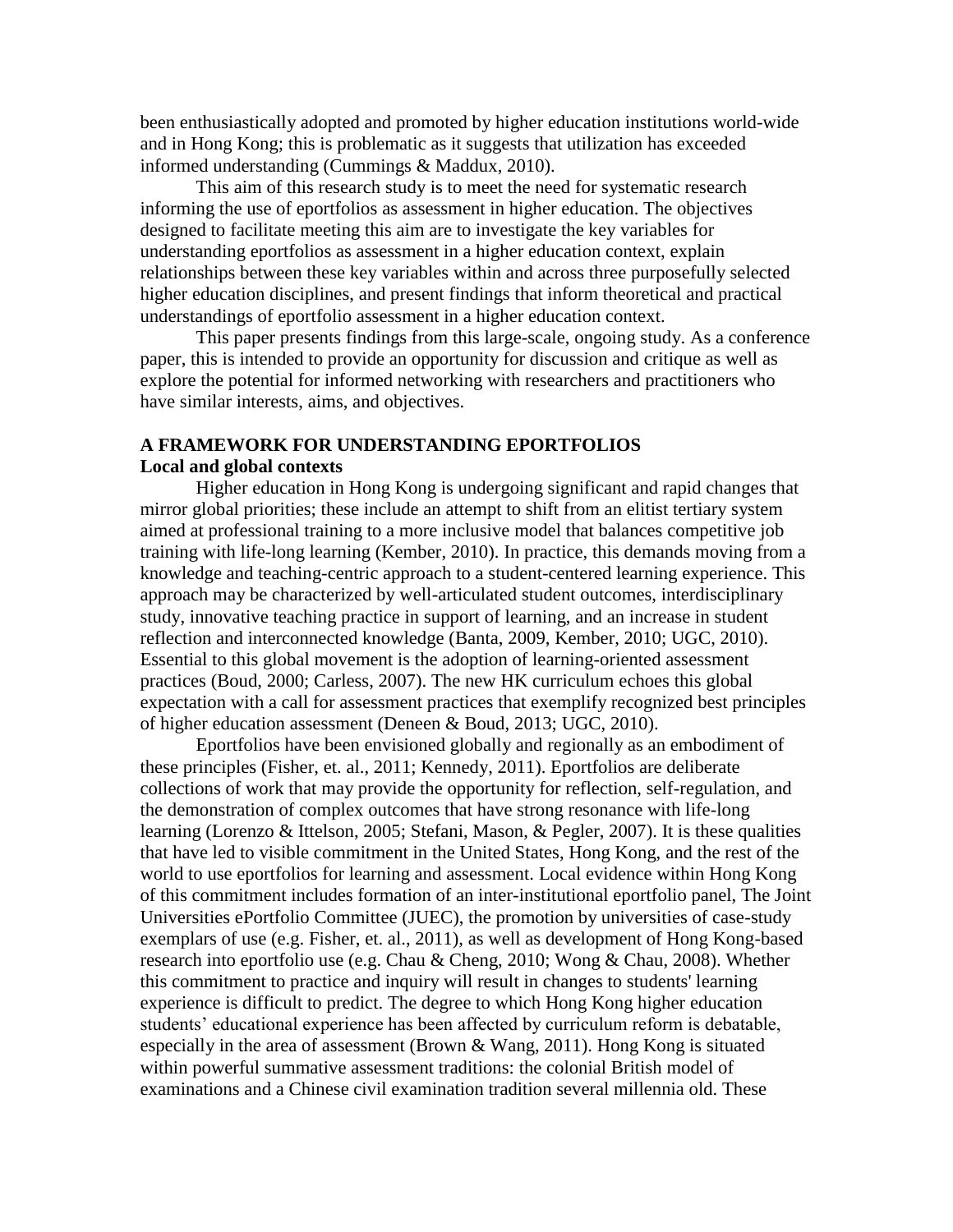been enthusiastically adopted and promoted by higher education institutions world-wide and in Hong Kong; this is problematic as it suggests that utilization has exceeded informed understanding (Cummings & Maddux, 2010).

This aim of this research study is to meet the need for systematic research informing the use of eportfolios as assessment in higher education. The objectives designed to facilitate meeting this aim are to investigate the key variables for understanding eportfolios as assessment in a higher education context, explain relationships between these key variables within and across three purposefully selected higher education disciplines, and present findings that inform theoretical and practical understandings of eportfolio assessment in a higher education context.

This paper presents findings from this large-scale, ongoing study. As a conference paper, this is intended to provide an opportunity for discussion and critique as well as explore the potential for informed networking with researchers and practitioners who have similar interests, aims, and objectives.

## A FRAMEWORK FOR UNDERSTANDING EPORTFOLIOS

### Local and global contexts

Higher education in Hong Kong is undergoing significant and rapid changes that mirror global priorities; these include an attempt to shift from an elitist tertiary system aimed at professional training to a more inclusive model that balances competitive job training with life-long learning (Kember, 2010). In practice, this demands moving from a knowledge and teaching-centric approach to a student-centered learning experience. This approach may be characterized by well-articulated student outcomes, interdisciplinary study, innovative teaching practice in support of learning, and an increase in student reflection and interconnected knowledge (Banta, 2009, Kember, 2010; UGC, 2010). Essential to this global movement is the adoption of learning-oriented assessment practices (Boud, 2000; Carless, 2007). The new HK curriculum echoes this global expectation with a call for assessment practices that exemplify recognized best principles of higher education assessment (Deneen & Boud, 2013; UGC, 2010).

Eportfolios have been envisioned globally and regionally as an embodiment of these principles (Fisher, et. al., 2011; Kennedy, 2011). Eportfolios are deliberate collections of work that may provide the opportunity for reflection, self-regulation, and the demonstration of complex outcomes that have strong resonance with life-long learning (Lorenzo & Ittelson, 2005; Stefani, Mason, & Pegler, 2007). It is these qualities that have led to visible commitment in the United States, Hong Kong, and the rest of the world to use eportfolios for learning and assessment. Local evidence within Hong Kong of this commitment includes formation of an inter-institutional eportfolio panel, The Joint Universities ePortfolio Committee (JUEC), the promotion by universities of case-study exemplars of use (e.g. Fisher, et. al., 2011), as well as development of Hong Kong-based research into eportfolio use (e.g. Chau & Cheng, 2010; Wong & Chau, 2008). Whether this commitment to practice and inquiry will result in changes to students' learning experience is difficult to predict. The degree to which Hong Kong higher education students' educational experience has been affected by curriculum reform is debatable, especially in the area of assessment (Brown & Wang, 2011). Hong Kong is situated within powerful summative assessment traditions: the colonial British model of examinations and a Chinese civil examination tradition several millennia old. These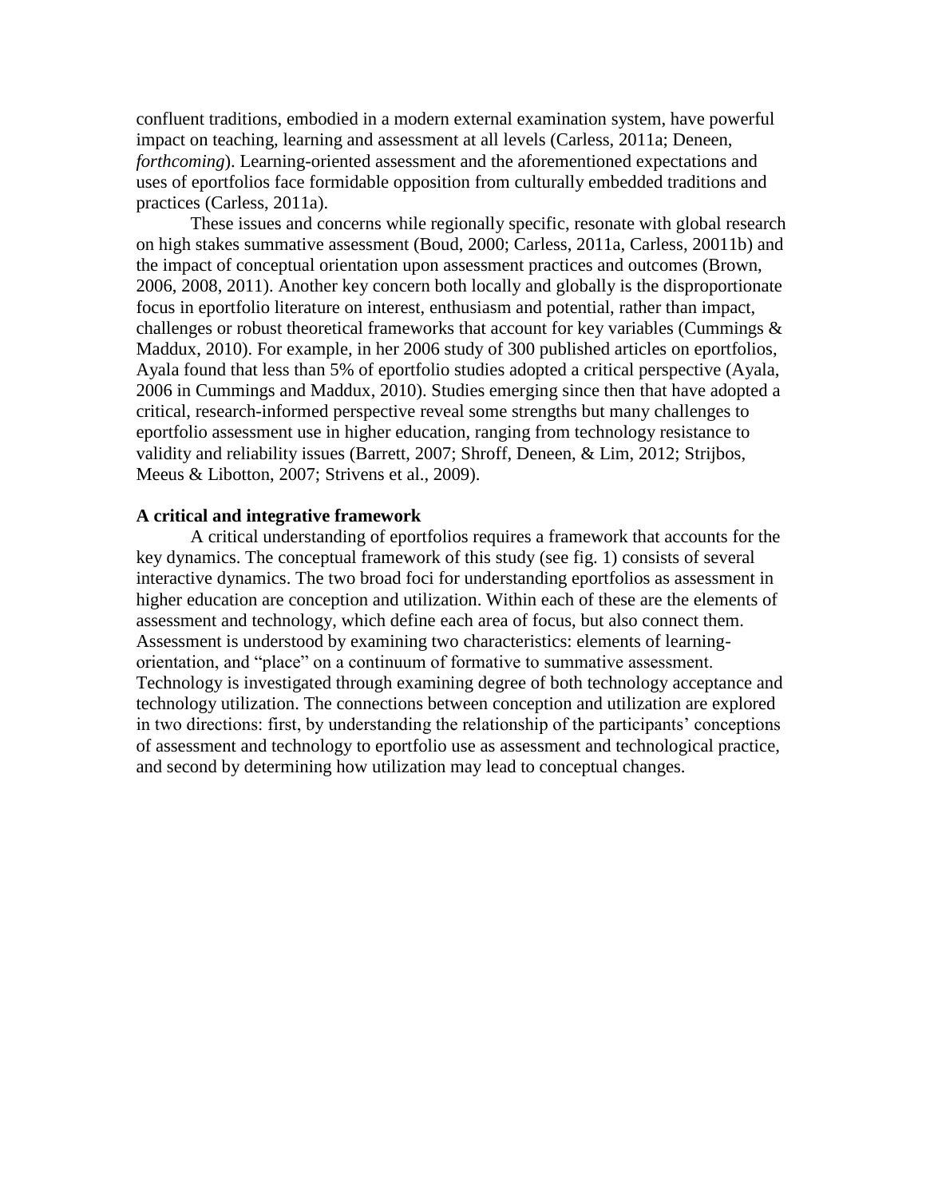confluent traditions, embodied in a modern external examination system, have powerful impact on teaching, learning and assessment at all levels (Carless, 2011a; Deneen, *forthcoming*). Learning-oriented assessment and the aforementioned expectations and uses of eportfolios face formidable opposition from culturally embedded traditions and practices (Carless, 2011a).

These issues and concerns while regionally specific, resonate with global research on high stakes summative assessment (Boud, 2000; Carless, 2011a, Carless, 20011b) and the impact of conceptual orientation upon assessment practices and outcomes (Brown, 2006, 2008, 2011). Another key concern both locally and globally is the disproportionate focus in eportfolio literature on interest, enthusiasm and potential, rather than impact, challenges or robust theoretical frameworks that account for key variables (Cummings & Maddux, 2010). For example, in her 2006 study of 300 published articles on eportfolios, Ayala found that less than 5% of eportfolio studies adopted a critical perspective (Ayala, 2006 in Cummings and Maddux, 2010). Studies emerging since then that have adopted a critical, research-informed perspective reveal some strengths but many challenges to eportfolio assessment use in higher education, ranging from technology resistance to validity and reliability issues (Barrett, 2007; Shroff, Deneen, & Lim, 2012; Strijbos, Meeus & Libotton, 2007; Strivens et al., 2009).

**A critical and integrative framework**

A critical understanding of eportfolios requires a framework that accounts for the key dynamics. The conceptual framework of this study (see fig. 1) consists of several interactive dynamics. The two broad foci for understanding eportfolios as assessment in higher education are conception and utilization. Within each of these are the elements of assessment and technology, which define each area of focus, but also connect them. Assessment is understood by examining two characteristics: elements of learning-orientation, and "place" on a continuum of formative to summative assessment. Technology is investigated through examining degree of both technology acceptance and technology utilization. The connections between conception and utilization are explored in two directions: first, by understanding the relationship of the participants' conceptions of assessment and technology to eportfolio use as assessment and technological practice, and second by determining how utilization may lead to conceptual changes.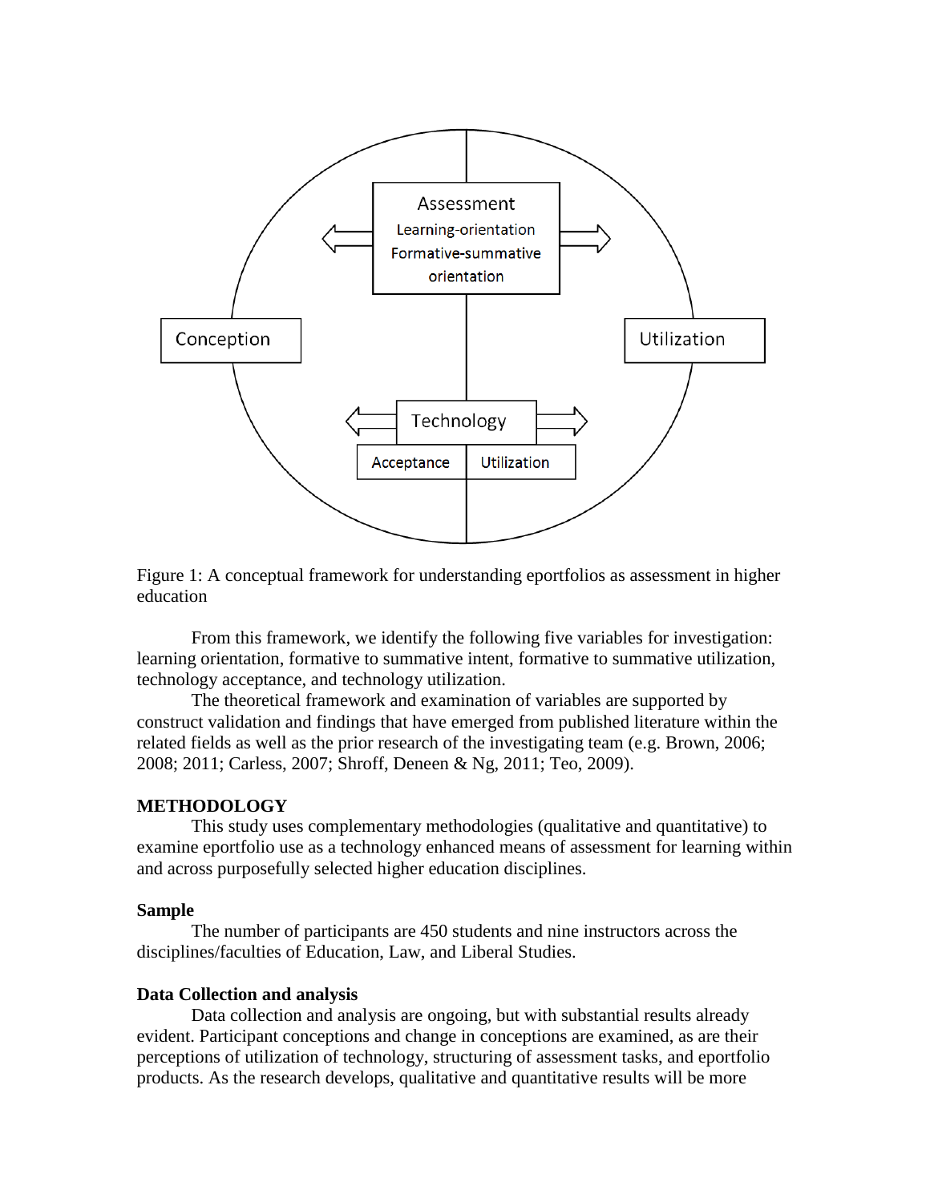Figure 1: A conceptual framework for understanding eportfolios as assessment in higher education

From this framework, we identify the following five variables for investigation: learning orientation, formative to summative intent, formative to summative utilization, technology acceptance, and technology utilization.

The theoretical framework and examination of variables are supported by construct validation and findings that have emerged from published literature within the related fields as well as the prior research of the investigating team (e.g. Brown, 2006; 2008; 2011; Carless, 2007; Shroff, Deneen & Ng, 2011; Teo, 2009).

## METHODOLOGY

This study uses complementary methodologies (qualitative and quantitative) to examine eportfolio use as a technology enhanced means of assessment for learning within and across purposefully selected higher education disciplines.

### Sample

The number of participants are 450 students and nine instructors across the disciplines/faculties of Education, Law, and Liberal Studies.

### Data Collection and analysis

Data collection and analysis are ongoing, but with substantial results already evident. Participant conceptions and change in conceptions are examined, as are their perceptions of utilization of technology, structuring of assessment tasks, and eportfolio products. As the research develops, qualitative and quantitative results will be more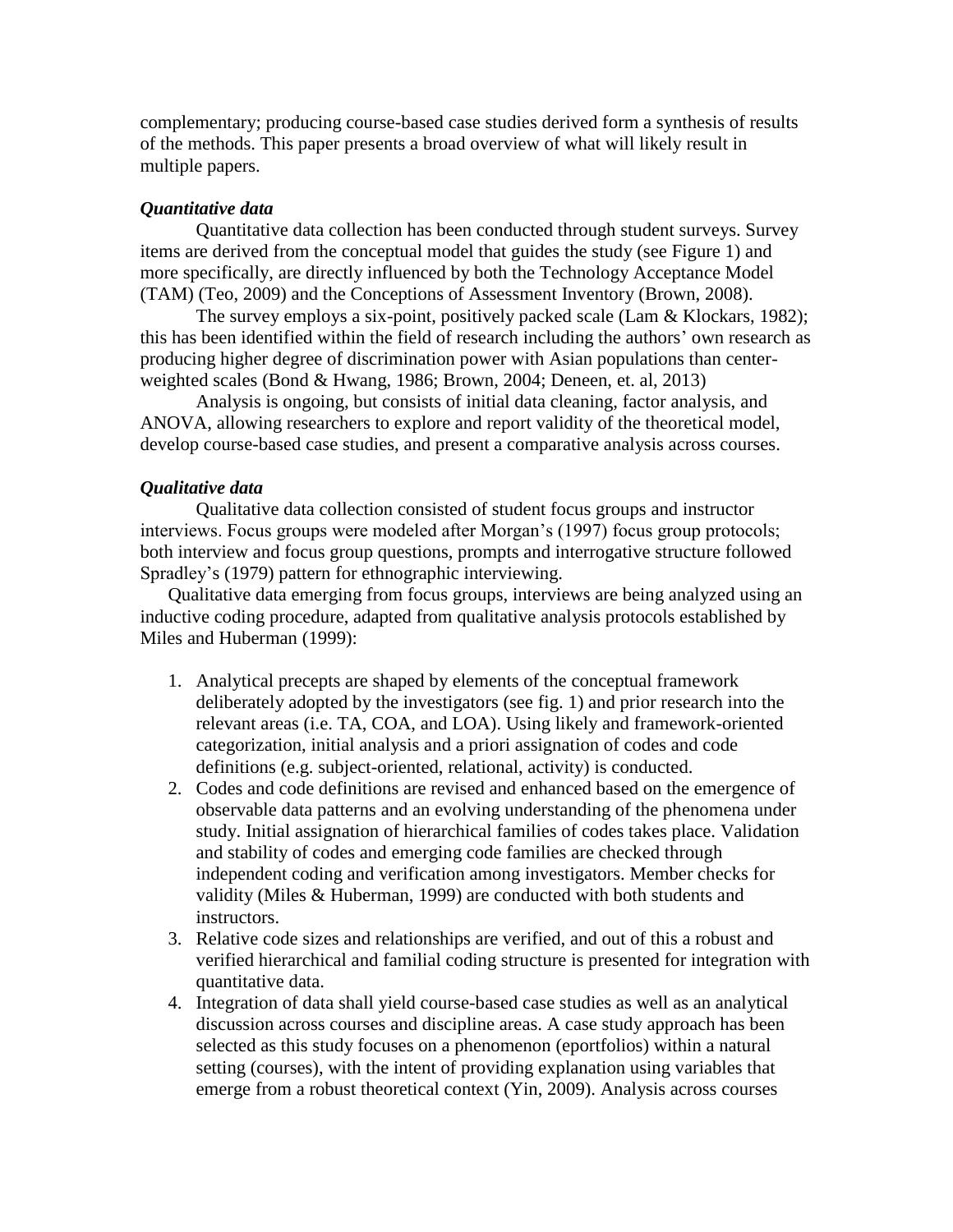complementary; producing course-based case studies derived form a synthesis of results of the methods. This paper presents a broad overview of what will likely result in multiple papers.

### *Quantitative data*

Quantitative data collection has been conducted through student surveys. Survey items are derived from the conceptual model that guides the study (see Figure 1) and more specifically, are directly influenced by both the Technology Acceptance Model (TAM) (Teo, 2009) and the Conceptions of Assessment Inventory (Brown, 2008).

The survey employs a six-point, positively packed scale (Lam & Klockars, 1982); this has been identified within the field of research including the authors' own research as producing higher degree of discrimination power with Asian populations than center-weighted scales (Bond & Hwang, 1986; Brown, 2004; Deneen, et. al, 2013)

Analysis is ongoing, but consists of initial data cleaning, factor analysis, and ANOVA, allowing researchers to explore and report validity of the theoretical model, develop course-based case studies, and present a comparative analysis across courses.

### *Qualitative data*

Qualitative data collection consisted of student focus groups and instructor interviews. Focus groups were modeled after Morgan's (1997) focus group protocols; both interview and focus group questions, prompts and interrogative structure followed Spradley's (1979) pattern for ethnographic interviewing.

Qualitative data emerging from focus groups, interviews are being analyzed using an inductive coding procedure, adapted from qualitative analysis protocols established by Miles and Huberman (1999):

1. Analytical precepts are shaped by elements of the conceptual framework deliberately adopted by the investigators (see fig. 1) and prior research into the relevant areas (i.e. TA, COA, and LOA). Using likely and framework-oriented categorization, initial analysis and a priori assignation of codes and code definitions (e.g. subject-oriented, relational, activity) is conducted.
2. Codes and code definitions are revised and enhanced based on the emergence of observable data patterns and an evolving understanding of the phenomena under study. Initial assignation of hierarchical families of codes takes place. Validation and stability of codes and emerging code families are checked through independent coding and verification among investigators. Member checks for validity (Miles & Huberman, 1999) are conducted with both students and instructors.
3. Relative code sizes and relationships are verified, and out of this a robust and verified hierarchical and familial coding structure is presented for integration with quantitative data.
4. Integration of data shall yield course-based case studies as well as an analytical discussion across courses and discipline areas. A case study approach has been selected as this study focuses on a phenomenon (eportfolios) within a natural setting (courses), with the intent of providing explanation using variables that emerge from a robust theoretical context (Yin, 2009). Analysis across courses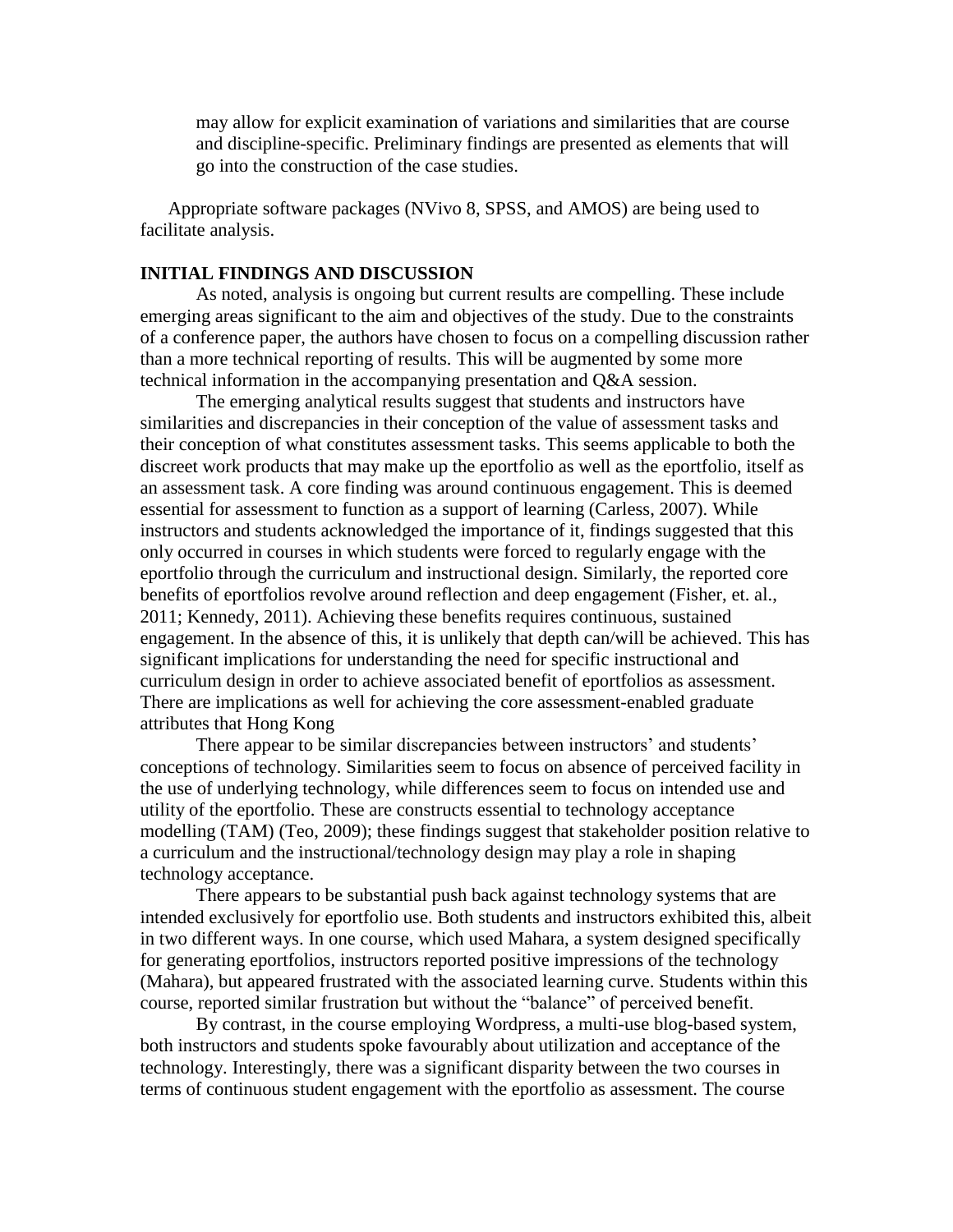may allow for explicit examination of variations and similarities that are course and discipline-specific. Preliminary findings are presented as elements that will go into the construction of the case studies.

Appropriate software packages (NVivo 8, SPSS, and AMOS) are being used to facilitate analysis.

## INITIAL FINDINGS AND DISCUSSION

As noted, analysis is ongoing but current results are compelling. These include emerging areas significant to the aim and objectives of the study. Due to the constraints of a conference paper, the authors have chosen to focus on a compelling discussion rather than a more technical reporting of results. This will be augmented by some more technical information in the accompanying presentation and Q&A session.

The emerging analytical results suggest that students and instructors have similarities and discrepancies in their conception of the value of assessment tasks and their conception of what constitutes assessment tasks. This seems applicable to both the discreet work products that may make up the eportfolio as well as the eportfolio, itself as an assessment task. A core finding was around continuous engagement. This is deemed essential for assessment to function as a support of learning (Carless, 2007). While instructors and students acknowledged the importance of it, findings suggested that this only occurred in courses in which students were forced to regularly engage with the eportfolio through the curriculum and instructional design. Similarly, the reported core benefits of eportfolios revolve around reflection and deep engagement (Fisher, et. al., 2011; Kennedy, 2011). Achieving these benefits requires continuous, sustained engagement. In the absence of this, it is unlikely that depth can/will be achieved. This has significant implications for understanding the need for specific instructional and curriculum design in order to achieve associated benefit of eportfolios as assessment. There are implications as well for achieving the core assessment-enabled graduate attributes that Hong Kong

There appear to be similar discrepancies between instructors' and students' conceptions of technology. Similarities seem to focus on absence of perceived facility in the use of underlying technology, while differences seem to focus on intended use and utility of the eportfolio. These are constructs essential to technology acceptance modelling (TAM) (Teo, 2009); these findings suggest that stakeholder position relative to a curriculum and the instructional/technology design may play a role in shaping technology acceptance.

There appears to be substantial push back against technology systems that are intended exclusively for eportfolio use. Both students and instructors exhibited this, albeit in two different ways. In one course, which used Mahara, a system designed specifically for generating eportfolios, instructors reported positive impressions of the technology (Mahara), but appeared frustrated with the associated learning curve. Students within this course, reported similar frustration but without the "balance" of perceived benefit.

By contrast, in the course employing Wordpress, a multi-use blog-based system, both instructors and students spoke favourably about utilization and acceptance of the technology. Interestingly, there was a significant disparity between the two courses in terms of continuous student engagement with the eportfolio as assessment. The course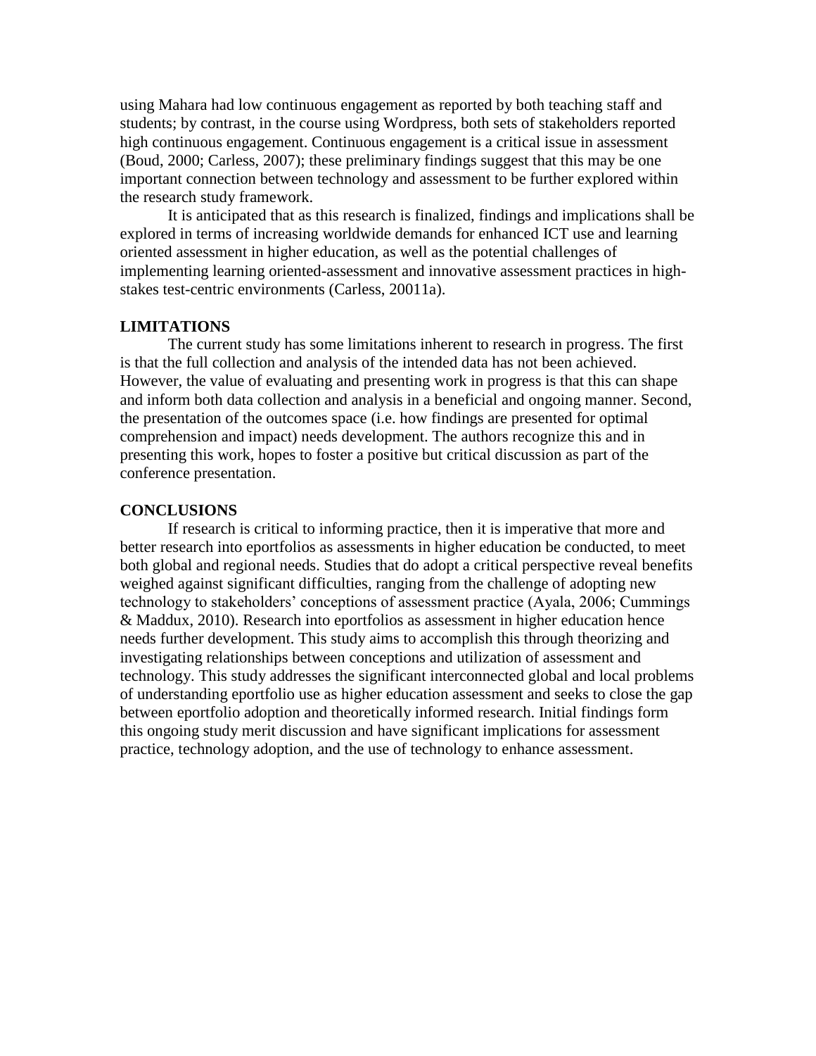using Mahara had low continuous engagement as reported by both teaching staff and students; by contrast, in the course using Wordpress, both sets of stakeholders reported high continuous engagement. Continuous engagement is a critical issue in assessment (Boud, 2000; Carless, 2007); these preliminary findings suggest that this may be one important connection between technology and assessment to be further explored within the research study framework.

It is anticipated that as this research is finalized, findings and implications shall be explored in terms of increasing worldwide demands for enhanced ICT use and learning oriented assessment in higher education, as well as the potential challenges of implementing learning oriented-assessment and innovative assessment practices in high-stakes test-centric environments (Carless, 20011a).

## LIMITATIONS

The current study has some limitations inherent to research in progress. The first is that the full collection and analysis of the intended data has not been achieved. However, the value of evaluating and presenting work in progress is that this can shape and inform both data collection and analysis in a beneficial and ongoing manner. Second, the presentation of the outcomes space (i.e. how findings are presented for optimal comprehension and impact) needs development. The authors recognize this and in presenting this work, hopes to foster a positive but critical discussion as part of the conference presentation.

## CONCLUSIONS

If research is critical to informing practice, then it is imperative that more and better research into eportfolios as assessments in higher education be conducted, to meet both global and regional needs. Studies that do adopt a critical perspective reveal benefits weighed against significant difficulties, ranging from the challenge of adopting new technology to stakeholders' conceptions of assessment practice (Ayala, 2006; Cummings & Maddux, 2010). Research into eportfolios as assessment in higher education hence needs further development. This study aims to accomplish this through theorizing and investigating relationships between conceptions and utilization of assessment and technology. This study addresses the significant interconnected global and local problems of understanding eportfolio use as higher education assessment and seeks to close the gap between eportfolio adoption and theoretically informed research. Initial findings form this ongoing study merit discussion and have significant implications for assessment practice, technology adoption, and the use of technology to enhance assessment.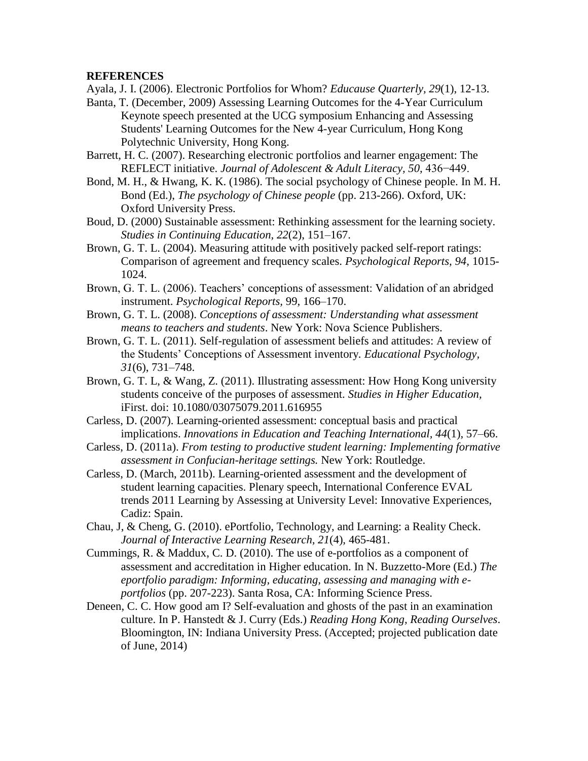**REFERENCES**

Ayala, J. I. (2006). Electronic Portfolios for Whom? *Educause Quarterly, 29*(1), 12-13.

Banta, T. (December, 2009) Assessing Learning Outcomes for the 4-Year Curriculum Keynote speech presented at the UCG symposium Enhancing and Assessing Students' Learning Outcomes for the New 4-year Curriculum, Hong Kong Polytechnic University, Hong Kong.

Barrett, H. C. (2007). Researching electronic portfolios and learner engagement: The REFLECT initiative. *Journal of Adolescent & Adult Literacy, 50,* 436−449.

Bond, M. H., & Hwang, K. K. (1986). The social psychology of Chinese people. In M. H. Bond (Ed.), *The psychology of Chinese people* (pp. 213-266). Oxford, UK: Oxford University Press.

Boud, D. (2000) Sustainable assessment: Rethinking assessment for the learning society. *Studies in Continuing Education, 22*(2), 151–167.

Brown, G. T. L. (2004). Measuring attitude with positively packed self-report ratings: Comparison of agreement and frequency scales. *Psychological Reports, 94*, 1015-1024.

Brown, G. T. L. (2006). Teachers' conceptions of assessment: Validation of an abridged instrument. *Psychological Reports,* 99, 166–170.

Brown, G. T. L. (2008). *Conceptions of assessment: Understanding what assessment means to teachers and students*. New York: Nova Science Publishers.

Brown, G. T. L. (2011). Self-regulation of assessment beliefs and attitudes: A review of the Students' Conceptions of Assessment inventory. *Educational Psychology, 31*(6), 731–748.

Brown, G. T. L, & Wang, Z. (2011). Illustrating assessment: How Hong Kong university students conceive of the purposes of assessment. *Studies in Higher Education,* iFirst. doi: 10.1080/03075079.2011.616955

Carless, D. (2007). Learning-oriented assessment: conceptual basis and practical implications. *Innovations in Education and Teaching International*, *44*(1), 57–66.

Carless, D. (2011a). *From testing to productive student learning: Implementing formative assessment in Confucian-heritage settings.* New York: Routledge.

Carless, D. (March, 2011b). Learning-oriented assessment and the development of student learning capacities. Plenary speech, International Conference EVAL trends 2011 Learning by Assessing at University Level: Innovative Experiences, Cadiz: Spain.

Chau, J, & Cheng, G. (2010). ePortfolio, Technology, and Learning: a Reality Check. *Journal of Interactive Learning Research, 21*(4), 465-481.

Cummings, R. & Maddux, C. D. (2010). The use of e-portfolios as a component of assessment and accreditation in Higher education. In N. Buzzetto-More (Ed.) *The eportfolio paradigm: Informing, educating, assessing and managing with e-portfolios* (pp. 207-223). Santa Rosa, CA: Informing Science Press.

Deneen, C. C. How good am I? Self-evaluation and ghosts of the past in an examination culture. In P. Hanstedt & J. Curry (Eds.) *Reading Hong Kong, Reading Ourselves*. Bloomington, IN: Indiana University Press. (Accepted; projected publication date of June, 2014)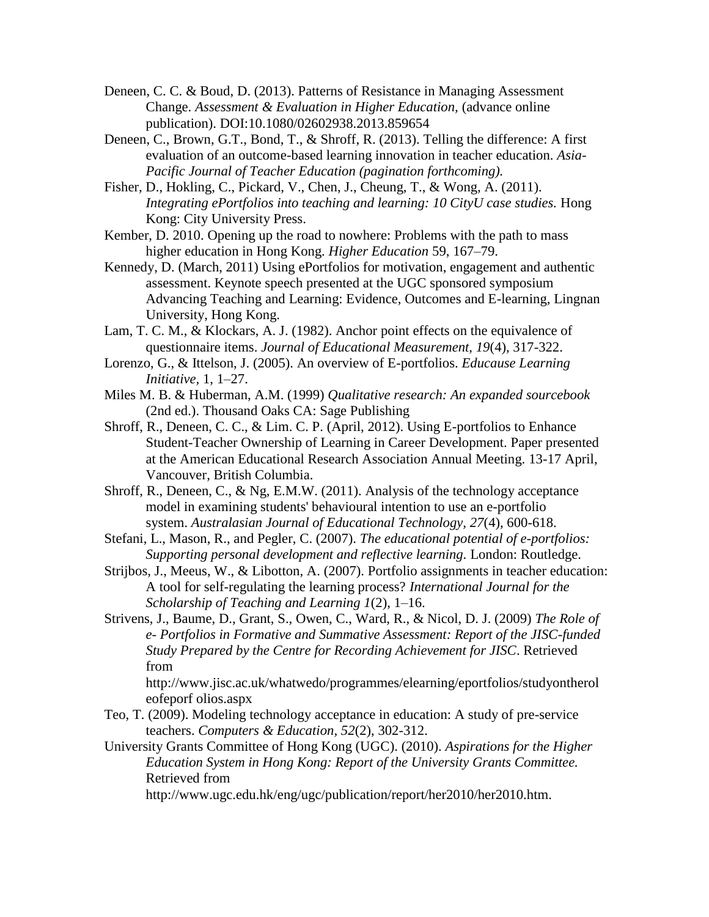Deneen, C. C. & Boud, D. (2013). Patterns of Resistance in Managing Assessment Change. *Assessment & Evaluation in Higher Education*, (advance online publication). DOI:10.1080/02602938.2013.859654

Deneen, C., Brown, G.T., Bond, T., & Shroff, R. (2013). Telling the difference: A first evaluation of an outcome-based learning innovation in teacher education. *Asia-Pacific Journal of Teacher Education (pagination forthcoming).*

Fisher, D., Hokling, C., Pickard, V., Chen, J., Cheung, T., & Wong, A. (2011). *Integrating ePortfolios into teaching and learning: 10 CityU case studies.* Hong Kong: City University Press.

Kember, D. 2010. Opening up the road to nowhere: Problems with the path to mass higher education in Hong Kong. *Higher Education* 59, 167–79.

Kennedy, D. (March, 2011) Using ePortfolios for motivation, engagement and authentic assessment. Keynote speech presented at the UGC sponsored symposium Advancing Teaching and Learning: Evidence, Outcomes and E-learning, Lingnan University, Hong Kong.

Lam, T. C. M., & Klockars, A. J. (1982). Anchor point effects on the equivalence of questionnaire items. *Journal of Educational Measurement, 19*(4), 317-322.

Lorenzo, G., & Ittelson, J. (2005). An overview of E-portfolios. *Educause Learning Initiative*, 1, 1–27.

Miles M. B. & Huberman, A.M. (1999) *Qualitative research: An expanded sourcebook* (2nd ed.). Thousand Oaks CA: Sage Publishing

Shroff, R., Deneen, C. C., & Lim. C. P. (April, 2012). Using E-portfolios to Enhance Student-Teacher Ownership of Learning in Career Development. Paper presented at the American Educational Research Association Annual Meeting. 13-17 April, Vancouver, British Columbia.

Shroff, R., Deneen, C., & Ng, E.M.W. (2011). Analysis of the technology acceptance model in examining students' behavioural intention to use an e-portfolio system. *Australasian Journal of Educational Technology, 27*(4), 600-618.

Stefani, L., Mason, R., and Pegler, C. (2007). *The educational potential of e-portfolios: Supporting personal development and reflective learning.* London: Routledge.

Strijbos, J., Meeus, W., & Libotton, A. (2007). Portfolio assignments in teacher education: A tool for self-regulating the learning process? *International Journal for the Scholarship of Teaching and Learning 1*(2), 1–16.

Strivens, J., Baume, D., Grant, S., Owen, C., Ward, R., & Nicol, D. J. (2009) *The Role of e- Portfolios in Formative and Summative Assessment: Report of the JISC-funded Study Prepared by the Centre for Recording Achievement for JISC*. Retrieved from http://www.jisc.ac.uk/whatwedo/programmes/elearning/eportfolios/studyontherol eofeporf olios.aspx

Teo, T. (2009). Modeling technology acceptance in education: A study of pre-service teachers. *Computers & Education*, *52*(2), 302-312.

University Grants Committee of Hong Kong (UGC). (2010). *Aspirations for the Higher Education System in Hong Kong: Report of the University Grants Committee.* Retrieved from http://www.ugc.edu.hk/eng/ugc/publication/report/her2010/her2010.htm.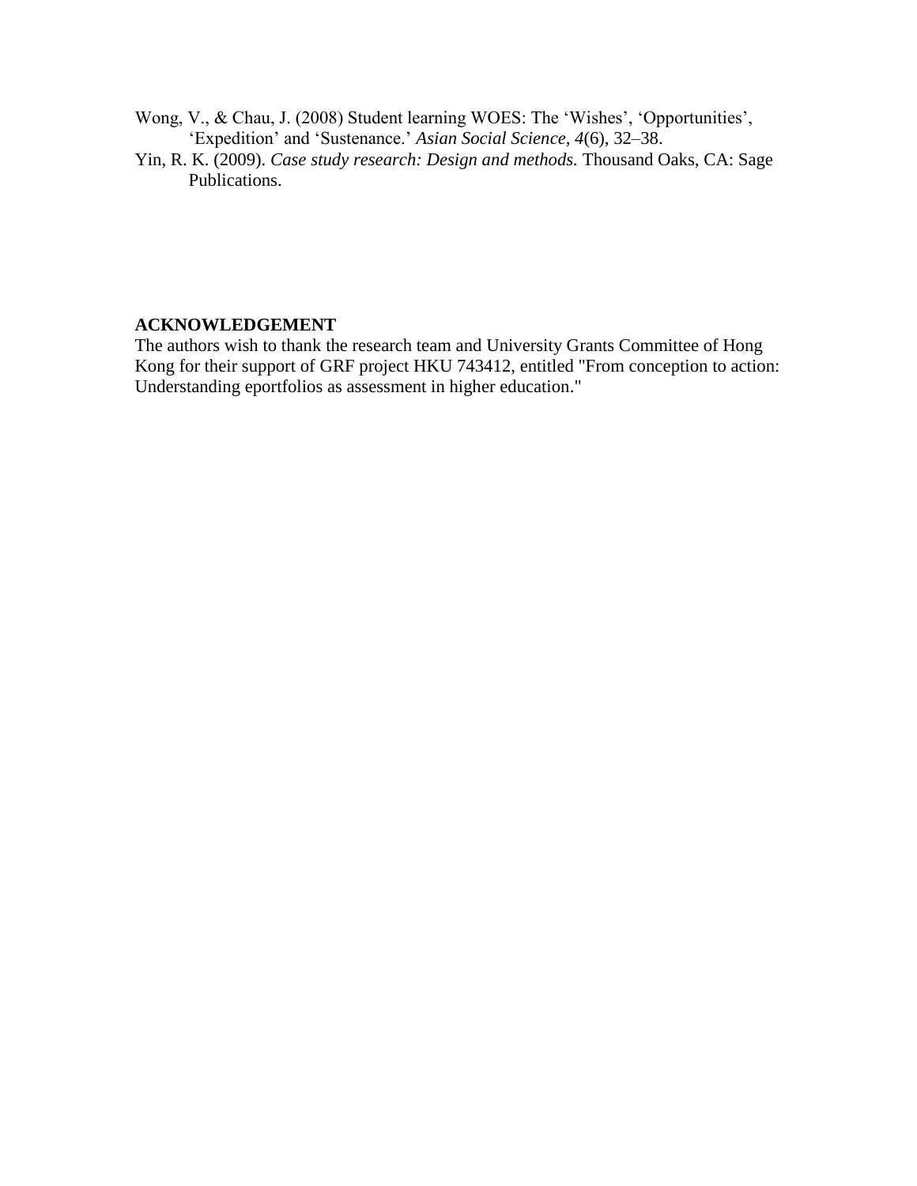Wong, V., & Chau, J. (2008) Student learning WOES: The 'Wishes', 'Opportunities', 'Expedition' and 'Sustenance.' *Asian Social Science*, *4*(6), 32–38.

Yin, R. K. (2009). *Case study research: Design and methods.* Thousand Oaks, CA: Sage Publications.

**ACKNOWLEDGEMENT**

The authors wish to thank the research team and University Grants Committee of Hong Kong for their support of GRF project HKU 743412, entitled "From conception to action: Understanding eportfolios as assessment in higher education."